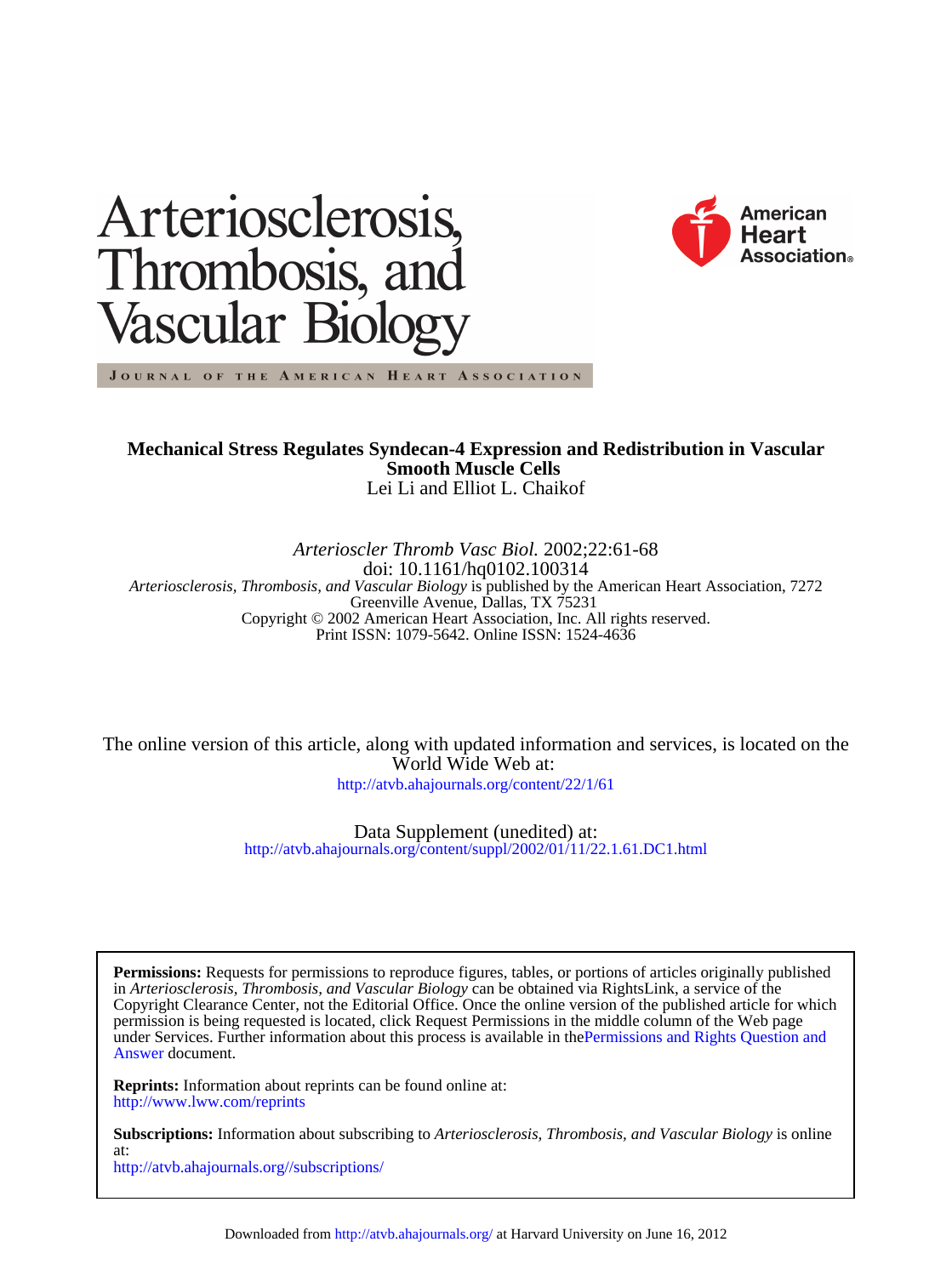# Arteriosclerosis, Thrombosis, and Vascular Biology

JOURNAL OF THE AMERICAN HEART ASSOCIATION

American Heart Association®

**Mechanical Stress Regulates Syndecan-4 Expression and Redistribution in Vascular Smooth Muscle Cells**

Lei Li and Elliot L. Chaikof

*Arterioscler Thromb Vasc Biol.* 2002;22:61-68

doi: 10.1161/hq0102.100314

*Arteriosclerosis, Thrombosis, and Vascular Biology* is published by the American Heart Association, 7272 Greenville Avenue, Dallas, TX 75231

Copyright © 2002 American Heart Association, Inc. All rights reserved.

Print ISSN: 1079-5642. Online ISSN: 1524-4636

The online version of this article, along with updated information and services, is located on the World Wide Web at:

http://atvb.ahajournals.org/content/22/1/61

Data Supplement (unedited) at:

http://atvb.ahajournals.org/content/suppl/2002/01/11/22.1.61.DC1.html

**Permissions:** Requests for permissions to reproduce figures, tables, or portions of articles originally published in *Arteriosclerosis, Thrombosis, and Vascular Biology* can be obtained via RightsLink, a service of the Copyright Clearance Center, not the Editorial Office. Once the online version of the published article for which permission is being requested is located, click Request Permissions in the middle column of the Web page under Services. Further information about this process is available in the Permissions and Rights Question and Answer document.

**Reprints:** Information about reprints can be found online at:
http://www.lww.com/reprints

**Subscriptions:** Information about subscribing to *Arteriosclerosis, Thrombosis, and Vascular Biology* is online at:
http://atvb.ahajournals.org//subscriptions/

Downloaded from http://atvb.ahajournals.org/ at Harvard University on June 16, 2012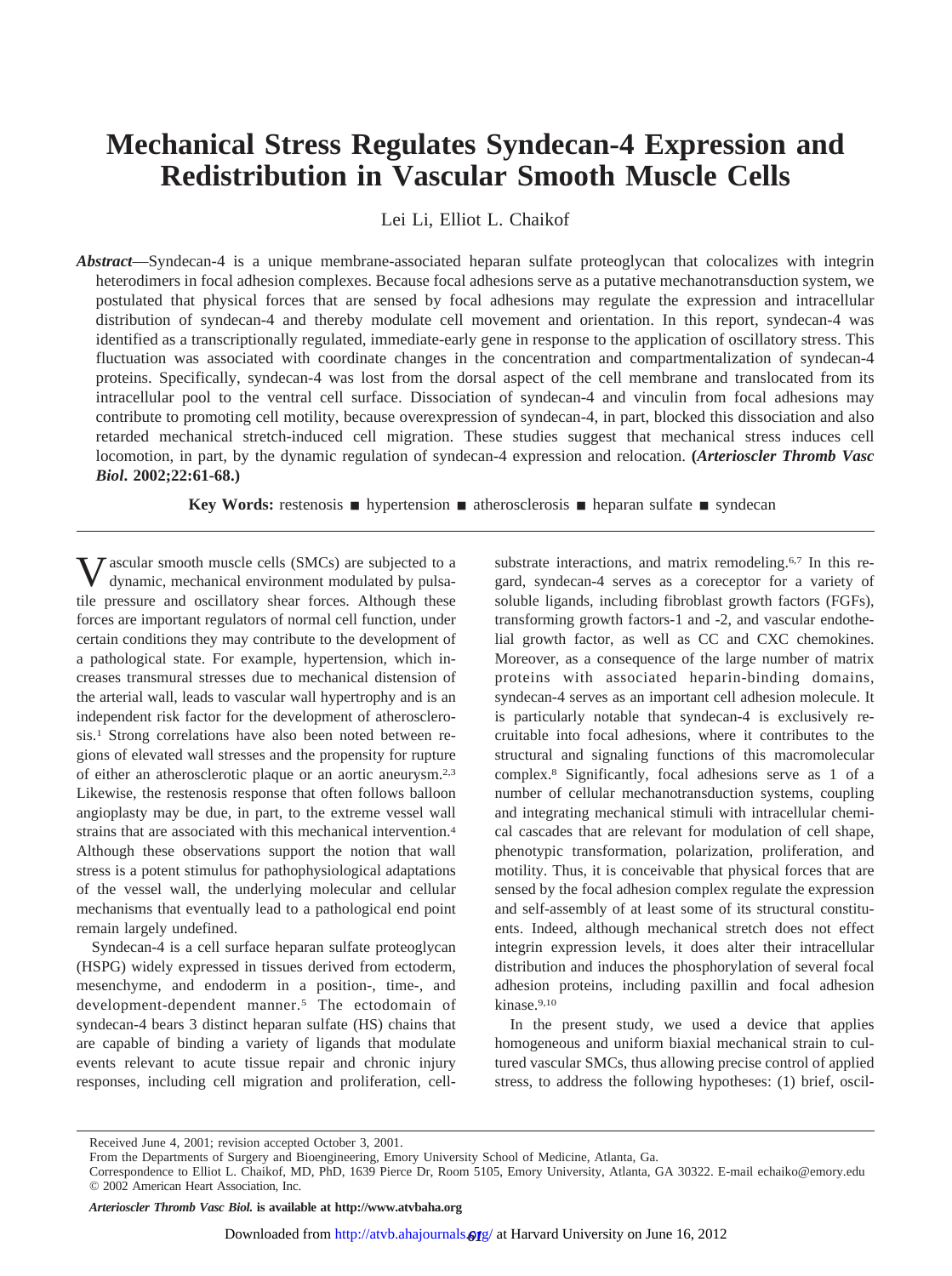# Mechanical Stress Regulates Syndecan-4 Expression and Redistribution in Vascular Smooth Muscle Cells

Lei Li, Elliot L. Chaikof

***Abstract***—Syndecan-4 is a unique membrane-associated heparan sulfate proteoglycan that colocalizes with integrin heterodimers in focal adhesion complexes. Because focal adhesions serve as a putative mechanotransduction system, we postulated that physical forces that are sensed by focal adhesions may regulate the expression and intracellular distribution of syndecan-4 and thereby modulate cell movement and orientation. In this report, syndecan-4 was identified as a transcriptionally regulated, immediate-early gene in response to the application of oscillatory stress. This fluctuation was associated with coordinate changes in the concentration and compartmentalization of syndecan-4 proteins. Specifically, syndecan-4 was lost from the dorsal aspect of the cell membrane and translocated from its intracellular pool to the ventral cell surface. Dissociation of syndecan-4 and vinculin from focal adhesions may contribute to promoting cell motility, because overexpression of syndecan-4, in part, blocked this dissociation and also retarded mechanical stretch-induced cell migration. These studies suggest that mechanical stress induces cell locomotion, in part, by the dynamic regulation of syndecan-4 expression and relocation. **(*Arterioscler Thromb Vasc Biol*. 2002;22:61-68.)**

**Key Words:** restenosis ■ hypertension ■ atherosclerosis ■ heparan sulfate ■ syndecan

Vascular smooth muscle cells (SMCs) are subjected to a dynamic, mechanical environment modulated by pulsatile pressure and oscillatory shear forces. Although these forces are important regulators of normal cell function, under certain conditions they may contribute to the development of a pathological state. For example, hypertension, which increases transmural stresses due to mechanical distension of the arterial wall, leads to vascular wall hypertrophy and is an independent risk factor for the development of atherosclerosis.[1] Strong correlations have also been noted between regions of elevated wall stresses and the propensity for rupture of either an atherosclerotic plaque or an aortic aneurysm.[2,3] Likewise, the restenosis response that often follows balloon angioplasty may be due, in part, to the extreme vessel wall strains that are associated with this mechanical intervention.[4] Although these observations support the notion that wall stress is a potent stimulus for pathophysiological adaptations of the vessel wall, the underlying molecular and cellular mechanisms that eventually lead to a pathological end point remain largely undefined.

Syndecan-4 is a cell surface heparan sulfate proteoglycan (HSPG) widely expressed in tissues derived from ectoderm, mesenchyme, and endoderm in a position-, time-, and development-dependent manner.[5] The ectodomain of syndecan-4 bears 3 distinct heparan sulfate (HS) chains that are capable of binding a variety of ligands that modulate events relevant to acute tissue repair and chronic injury responses, including cell migration and proliferation, cell-substrate interactions, and matrix remodeling.[6,7] In this regard, syndecan-4 serves as a coreceptor for a variety of soluble ligands, including fibroblast growth factors (FGFs), transforming growth factors-1 and -2, and vascular endothelial growth factor, as well as CC and CXC chemokines. Moreover, as a consequence of the large number of matrix proteins with associated heparin-binding domains, syndecan-4 serves as an important cell adhesion molecule. It is particularly notable that syndecan-4 is exclusively recruitable into focal adhesions, where it contributes to the structural and signaling functions of this macromolecular complex.[8] Significantly, focal adhesions serve as 1 of a number of cellular mechanotransduction systems, coupling and integrating mechanical stimuli with intracellular chemical cascades that are relevant for modulation of cell shape, phenotypic transformation, polarization, proliferation, and motility. Thus, it is conceivable that physical forces that are sensed by the focal adhesion complex regulate the expression and self-assembly of at least some of its structural constituents. Indeed, although mechanical stretch does not effect integrin expression levels, it does alter their intracellular distribution and induces the phosphorylation of several focal adhesion proteins, including paxillin and focal adhesion kinase.[9,10]

In the present study, we used a device that applies homogeneous and uniform biaxial mechanical strain to cultured vascular SMCs, thus allowing precise control of applied stress, to address the following hypotheses: (1) brief, oscil-

Received June 4, 2001; revision accepted October 3, 2001.

From the Departments of Surgery and Bioengineering, Emory University School of Medicine, Atlanta, Ga.

Correspondence to Elliot L. Chaikof, MD, PhD, 1639 Pierce Dr, Room 5105, Emory University, Atlanta, GA 30322. E-mail echaiko@emory.edu

© 2002 American Heart Association, Inc.

***Arterioscler Thromb Vasc Biol.* is available at http://www.atvbaha.org**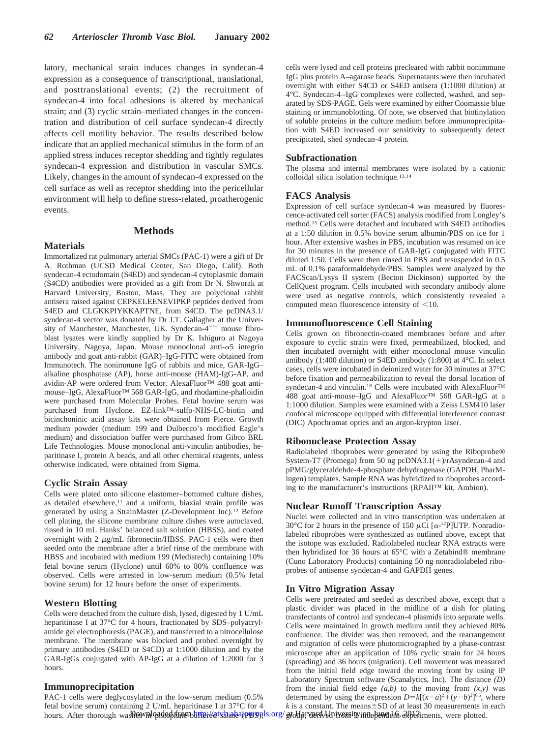latory, mechanical strain induces changes in syndecan-4 expression as a consequence of transcriptional, translational, and posttranslational events; (2) the recruitment of syndecan-4 into focal adhesions is altered by mechanical strain; and (3) cyclic strain–mediated changes in the concentration and distribution of cell surface syndecan-4 directly affects cell motility behavior. The results described below indicate that an applied mechanical stimulus in the form of an applied stress induces receptor shedding and tightly regulates syndecan-4 expression and distribution in vascular SMCs. Likely, changes in the amount of syndecan-4 expressed on the cell surface as well as receptor shedding into the pericellular environment will help to define stress-related, proatherogenic events.

## Methods

### Materials

Immortalized rat pulmonary arterial SMCs (PAC-1) were a gift of Dr A. Rothman (UCSD Medical Center, San Diego, Calif). Both syndecan-4 ectodomain (S4ED) and syndecan-4 cytoplasmic domain (S4CD) antibodies were provided as a gift from Dr N. Shworak at Harvard University, Boston, Mass. They are polyclonal rabbit antisera raised against CEPKELEENEVIPKP peptides derived from S4ED and CLGKKPIYKKAPTNE, from S4CD. The pcDNA3.1/syndecan-4 vector was donated by Dr J.T. Gallagher at the University of Manchester, Manchester, UK. Syndecan-$4^{-/-}$ mouse fibroblast lysates were kindly supplied by Dr K. Ishiguro at Nagoya University, Nagoya, Japan. Mouse monoclonal anti-$\alpha$5 integrin antibody and goat anti-rabbit (GAR)–IgG-FITC were obtained from Immunotech. The nonimmune IgG of rabbits and mice, GAR-IgG–alkaline phosphatase (AP), horse anti-mouse (HAM)-IgG-AP, and avidin-AP were ordered from Vector. AlexaFluor™ 488 goat anti-mouse–IgG, AlexaFluor™ 568 GAR-IgG, and rhodamine-phalloidin were purchased from Molecular Probes. Fetal bovine serum was purchased from Hyclone. EZ-link™-sulfo-NHS-LC-biotin and bicinchoninic acid assay kits were obtained from Pierce. Growth medium powder (medium 199 and Dulbecco's modified Eagle's medium) and dissociation buffer were purchased from Gibco BRL Life Technologies. Mouse monoclonal anti-vinculin antibodies, heparitinase I, protein A beads, and all other chemical reagents, unless otherwise indicated, were obtained from Sigma.

### Cyclic Strain Assay

Cells were plated onto silicone elastomer–bottomed culture dishes, as detailed elsewhere,[11] and a uniform, biaxial strain profile was generated by using a StrainMaster (Z-Development Inc).[12] Before cell plating, the silicone membrane culture dishes were autoclaved, rinsed in 10 mL Hanks' balanced salt solution (HBSS), and coated overnight with 2 $\mu$g/mL fibronectin/HBSS. PAC-1 cells were then seeded onto the membrane after a brief rinse of the membrane with HBSS and incubated with medium 199 (Mediatech) containing 10% fetal bovine serum (Hyclone) until 60% to 80% confluence was observed. Cells were arrested in low-serum medium (0.5% fetal bovine serum) for 12 hours before the onset of experiments.

### Western Blotting

Cells were detached from the culture dish, lysed, digested by 1 U/mL heparitinase I at 37°C for 4 hours, fractionated by SDS–polyacrylamide gel electrophoresis (PAGE), and transferred to a nitrocellulose membrane. The membrane was blocked and probed overnight by primary antibodies (S4ED or S4CD) at 1:1000 dilution and by the GAR-IgGs conjugated with AP-IgG at a dilution of 1:2000 for 3 hours.

### Immunoprecipitation

PAC-1 cells were deglycosylated in the low-serum medium (0.5% fetal bovine serum) containing 2 U/mL heparitinase I at 37°C for 4 hours. After thorough washes in phosphate-buffered saline (PBS), cells were lysed and cell proteins precleared with rabbit nonimmune IgG plus protein A–agarose beads. Supernatants were then incubated overnight with either S4CD or S4ED antisera (1:1000 dilution) at 4°C. Syndecan-4–IgG complexes were collected, washed, and separated by SDS-PAGE. Gels were examined by either Coomassie blue staining or immunoblotting. Of note, we observed that biotinylation of soluble proteins in the culture medium before immunoprecipitation with S4ED increased our sensitivity to subsequently detect precipitated, shed syndecan-4 protein.

### Subfractionation

The plasma and internal membranes were isolated by a cationic colloidal silica isolation technique.[13,14]

### FACS Analysis

Expression of cell surface syndecan-4 was measured by fluorescence-activated cell sorter (FACS) analysis modified from Longley's method.[15] Cells were detached and incubated with S4ED antibodies at a 1:50 dilution in 0.5% bovine serum albumin/PBS on ice for 1 hour. After extensive washes in PBS, incubation was resumed on ice for 30 minutes in the presence of GAR-IgG conjugated with FITC diluted 1:50. Cells were then rinsed in PBS and resuspended in 0.5 mL of 0.1% paraformaldehyde/PBS. Samples were analyzed by the FACScan/Lysys II system (Becton Dickinson) supported by the CellQuest program. Cells incubated with secondary antibody alone were used as negative controls, which consistently revealed a computed mean fluorescence intensity of <10.

### Immunofluorescence Cell Staining

Cells grown on fibronectin-coated membranes before and after exposure to cyclic strain were fixed, permeabilized, blocked, and then incubated overnight with either monoclonal mouse vinculin antibody (1:400 dilution) or S4ED antibody (1:800) at 4°C. In select cases, cells were incubated in deionized water for 30 minutes at 37°C before fixation and permeabilization to reveal the dorsal location of syndecan-4 and vinculin.[16] Cells were incubated with AlexaFluor™ 488 goat anti-mouse–IgG and AlexaFluor™ 568 GAR-IgG at a 1:1000 dilution. Samples were examined with a Zeiss LSM410 laser confocal microscope equipped with differential interference contrast (DIC) Apochromat optics and an argon-krypton laser.

### Ribonuclease Protection Assay

Radiolabeled riboprobes were generated by using the Riboprobe® System-T7 (Promega) from 50 ng pcDNA3.1(+)/rAsyndecan-4 and pPMG/glyceraldehde-4-phosphate dehydrogenase (GAPDH, PharMingen) templates. Sample RNA was hybridized to riboprobes according to the manufacturer's instructions (RPAII™ kit, Ambion).

### Nuclear Runoff Transcription Assay

Nuclei were collected and in vitro transcription was undertaken at 30°C for 2 hours in the presence of 150 $\mu$Ci [$\alpha$-$^{32}$P]UTP. Nonradiolabeled riboprobes were synthesized as outlined above, except that the isotope was excluded. Radiolabeled nuclear RNA extracts were then hybridized for 36 hours at 65°C with a Zetabind® membrane (Cuno Laboratory Products) containing 50 ng nonradiolabeled riboprobes of antisense syndecan-4 and GAPDH genes.

### In Vitro Migration Assay

Cells were pretreated and seeded as described above, except that a plastic divider was placed in the midline of a dish for plating transfectants of control and syndecan-4 plasmids into separate wells. Cells were maintained in growth medium until they achieved 80% confluence. The divider was then removed, and the rearrangement and migration of cells were photomicrographed by a phase-contrast microscope after an application of 10% cyclic strain for 24 hours (spreading) and 36 hours (migration). Cell movement was measured from the initial field edge toward the moving front by using IP Laboratory Spectrum software (Scanalytics, Inc). The distance *(D)* from the initial field edge *(a,b)* to the moving front *(x,y)* was determined by using the expression $D=k[(x-a)^2+(y-b)^2]^{0.5}$, where $k$ is a constant. The means±SD of at least 30 measurements in each group, derived from 3 independent experiments, were plotted.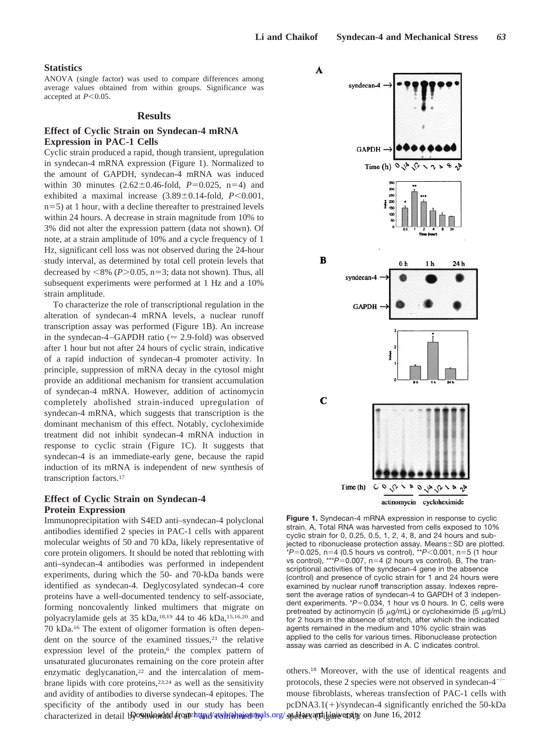## Statistics

ANOVA (single factor) was used to compare differences among average values obtained from within groups. Significance was accepted at $P<0.05$.

## Results

### Effect of Cyclic Strain on Syndecan-4 mRNA Expression in PAC-1 Cells

Cyclic strain produced a rapid, though transient, upregulation in syndecan-4 mRNA expression (Figure 1). Normalized to the amount of GAPDH, syndecan-4 mRNA was induced within 30 minutes (2.62±0.46-fold, $P=0.025$, n=4) and exhibited a maximal increase (3.89±0.14-fold, $P<0.001$, n=5) at 1 hour, with a decline thereafter to prestrained levels within 24 hours. A decrease in strain magnitude from 10% to 3% did not alter the expression pattern (data not shown). Of note, at a strain amplitude of 10% and a cycle frequency of 1 Hz, significant cell loss was not observed during the 24-hour study interval, as determined by total cell protein levels that decreased by <8% ($P>0.05$, n=3; data not shown). Thus, all subsequent experiments were performed at 1 Hz and a 10% strain amplitude.

To characterize the role of transcriptional regulation in the alteration of syndecan-4 mRNA levels, a nuclear runoff transcription assay was performed (Figure 1B). An increase in the syndecan-4–GAPDH ratio (≈ 2.9-fold) was observed after 1 hour but not after 24 hours of cyclic strain, indicative of a rapid induction of syndecan-4 promoter activity. In principle, suppression of mRNA decay in the cytosol might provide an additional mechanism for transient accumulation of syndecan-4 mRNA. However, addition of actinomycin completely abolished strain-induced upregulation of syndecan-4 mRNA, which suggests that transcription is the dominant mechanism of this effect. Notably, cycloheximide treatment did not inhibit syndecan-4 mRNA induction in response to cyclic strain (Figure 1C). It suggests that syndecan-4 is an immediate-early gene, because the rapid induction of its mRNA is independent of new synthesis of transcription factors.[17]

### Effect of Cyclic Strain on Syndecan-4 Protein Expression

Immunoprecipitation with S4ED anti–syndecan-4 polyclonal antibodies identified 2 species in PAC-1 cells with apparent molecular weights of 50 and 70 kDa, likely representative of core protein oligomers. It should be noted that reblotting with anti–syndecan-4 antibodies was performed in independent experiments, during which the 50- and 70-kDa bands were identified as syndecan-4. Deglycosylated syndecan-4 core proteins have a well-documented tendency to self-associate, forming noncovalently linked multimers that migrate on polyacrylamide gels at 35 kDa,[18,19] 44 to 46 kDa,[15,16,20] and 70 kDa.[16] The extent of oligomer formation is often dependent on the source of the examined tissues,[21] the relative expression level of the protein,[6] the complex pattern of unsaturated glucuronates remaining on the core protein after enzymatic deglycanation,[22] and the intercalation of membrane lipids with core proteins,[23,24] as well as the sensitivity and avidity of antibodies to diverse syndecan-4 epitopes. The specificity of the antibody used in our study has been characterized in detail by Shworak et al[21] and confirmed by others.[18] Moreover, with the use of identical reagents and protocols, these 2 species were not observed in syndecan-4$^{-/-}$ mouse fibroblasts, whereas transfection of PAC-1 cells with pcDNA3.1(+)/syndecan-4 significantly enriched the 50-kDa species (Figure 4A).

**Figure 1.** Syndecan-4 mRNA expression in response to cyclic strain. A, Total RNA was harvested from cells exposed to 10% cyclic strain for 0, 0.25, 0.5, 1, 2, 4, 8, and 24 hours and subjected to ribonuclease protection assay. Means±SD are plotted. \*$P=0.025$, n=4 (0.5 hours vs control), \*\*$P<0.001$, n=5 (1 hour vs control), \*\*\*$P=0.007$, n=4 (2 hours vs control). B, The transcriptional activities of the syndecan-4 gene in the absence (control) and presence of cyclic strain for 1 and 24 hours were examined by nuclear runoff transcription assay. Indexes represent the average ratios of syndecan-4 to GAPDH of 3 independent experiments. \*$P=0.034$, 1 hour vs 0 hours. In C, cells were pretreated by actinomycin (5 μg/mL) or cycloheximide (5 μg/mL) for 2 hours in the absence of stretch, after which the indicated agents remained in the medium and 10% cyclic strain was applied to the cells for various times. Ribonuclease protection assay was carried as described in A. C indicates control.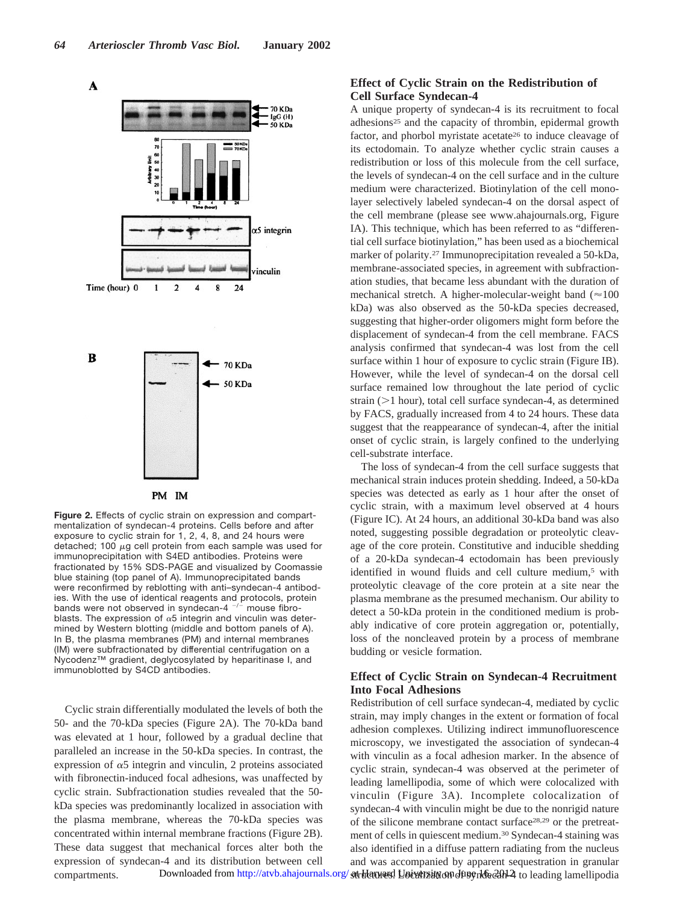**Figure 2.** Effects of cyclic strain on expression and compartmentalization of syndecan-4 proteins. Cells before and after exposure to cyclic strain for 1, 2, 4, 8, and 24 hours were detached; 100 $\mu$g cell protein from each sample was used for immunoprecipitation with S4ED antibodies. Proteins were fractionated by 15% SDS-PAGE and visualized by Coomassie blue staining (top panel of A). Immunoprecipitated bands were reconfirmed by reblotting with anti–syndecan-4 antibodies. With the use of identical reagents and protocols, protein bands were not observed in syndecan-4 $^{-/-}$ mouse fibroblasts. The expression of $\alpha$5 integrin and vinculin was determined by Western blotting (middle and bottom panels of A). In B, the plasma membranes (PM) and internal membranes (IM) were subfractionated by differential centrifugation on a Nycodenz™ gradient, deglycosylated by heparitinase I, and immunoblotted by S4CD antibodies.

Cyclic strain differentially modulated the levels of both the 50- and the 70-kDa species (Figure 2A). The 70-kDa band was elevated at 1 hour, followed by a gradual decline that paralleled an increase in the 50-kDa species. In contrast, the expression of $\alpha$5 integrin and vinculin, 2 proteins associated with fibronectin-induced focal adhesions, was unaffected by cyclic strain. Subfractionation studies revealed that the 50-kDa species was predominantly localized in association with the plasma membrane, whereas the 70-kDa species was concentrated within internal membrane fractions (Figure 2B). These data suggest that mechanical forces alter both the expression of syndecan-4 and its distribution between cell compartments.

### Effect of Cyclic Strain on the Redistribution of Cell Surface Syndecan-4

A unique property of syndecan-4 is its recruitment to focal adhesions[25] and the capacity of thrombin, epidermal growth factor, and phorbol myristate acetate[26] to induce cleavage of its ectodomain. To analyze whether cyclic strain causes a redistribution or loss of this molecule from the cell surface, the levels of syndecan-4 on the cell surface and in the culture medium were characterized. Biotinylation of the cell monolayer selectively labeled syndecan-4 on the dorsal aspect of the cell membrane (please see www.ahajournals.org, Figure IA). This technique, which has been referred to as "differential cell surface biotinylation," has been used as a biochemical marker of polarity.[27] Immunoprecipitation revealed a 50-kDa, membrane-associated species, in agreement with subfractionation studies, that became less abundant with the duration of mechanical stretch. A higher-molecular-weight band (≈100 kDa) was also observed as the 50-kDa species decreased, suggesting that higher-order oligomers might form before the displacement of syndecan-4 from the cell membrane. FACS analysis confirmed that syndecan-4 was lost from the cell surface within 1 hour of exposure to cyclic strain (Figure IB). However, while the level of syndecan-4 on the dorsal cell surface remained low throughout the late period of cyclic strain (>1 hour), total cell surface syndecan-4, as determined by FACS, gradually increased from 4 to 24 hours. These data suggest that the reappearance of syndecan-4, after the initial onset of cyclic strain, is largely confined to the underlying cell-substrate interface.

The loss of syndecan-4 from the cell surface suggests that mechanical strain induces protein shedding. Indeed, a 50-kDa species was detected as early as 1 hour after the onset of cyclic strain, with a maximum level observed at 4 hours (Figure IC). At 24 hours, an additional 30-kDa band was also noted, suggesting possible degradation or proteolytic cleavage of the core protein. Constitutive and inducible shedding of a 20-kDa syndecan-4 ectodomain has been previously identified in wound fluids and cell culture medium,[5] with proteolytic cleavage of the core protein at a site near the plasma membrane as the presumed mechanism. Our ability to detect a 50-kDa protein in the conditioned medium is probably indicative of core protein aggregation or, potentially, loss of the noncleaved protein by a process of membrane budding or vesicle formation.

### Effect of Cyclic Strain on Syndecan-4 Recruitment Into Focal Adhesions

Redistribution of cell surface syndecan-4, mediated by cyclic strain, may imply changes in the extent or formation of focal adhesion complexes. Utilizing indirect immunofluorescence microscopy, we investigated the association of syndecan-4 with vinculin as a focal adhesion marker. In the absence of cyclic strain, syndecan-4 was observed at the perimeter of leading lamellipodia, some of which were colocalized with vinculin (Figure 3A). Incomplete colocalization of syndecan-4 with vinculin might be due to the nonrigid nature of the silicone membrane contact surface[28,29] or the pretreatment of cells in quiescent medium.[30] Syndecan-4 staining was also identified in a diffuse pattern radiating from the nucleus and was accompanied by apparent sequestration in granular structures. Localization of syndecan-4 to leading lamellipodia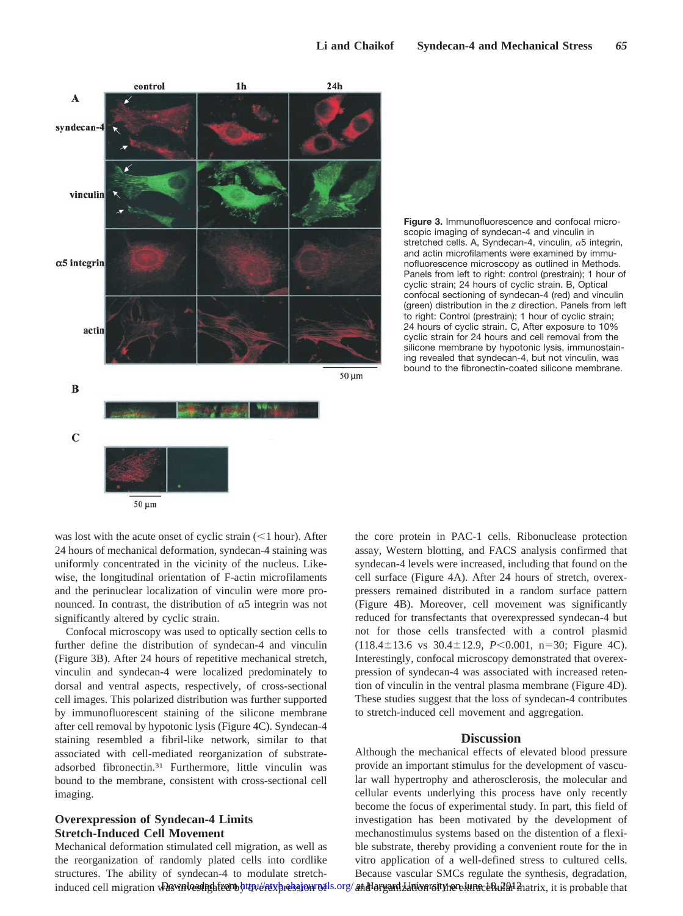**Figure 3.** Immunofluorescence and confocal microscopic imaging of syndecan-4 and vinculin in stretched cells. A, Syndecan-4, vinculin, α5 integrin, and actin microfilaments were examined by immunofluorescence microscopy as outlined in Methods. Panels from left to right: control (prestrain); 1 hour of cyclic strain; 24 hours of cyclic strain. B, Optical confocal sectioning of syndecan-4 (red) and vinculin (green) distribution in the *z* direction. Panels from left to right: Control (prestrain); 1 hour of cyclic strain; 24 hours of cyclic strain. C, After exposure to 10% cyclic strain for 24 hours and cell removal from the silicone membrane by hypotonic lysis, immunostaining revealed that syndecan-4, but not vinculin, was bound to the fibronectin-coated silicone membrane.

was lost with the acute onset of cyclic strain (<1 hour). After 24 hours of mechanical deformation, syndecan-4 staining was uniformly concentrated in the vicinity of the nucleus. Likewise, the longitudinal orientation of F-actin microfilaments and the perinuclear localization of vinculin were more pronounced. In contrast, the distribution of α5 integrin was not significantly altered by cyclic strain.

Confocal microscopy was used to optically section cells to further define the distribution of syndecan-4 and vinculin (Figure 3B). After 24 hours of repetitive mechanical stretch, vinculin and syndecan-4 were localized predominately to dorsal and ventral aspects, respectively, of cross-sectional cell images. This polarized distribution was further supported by immunofluorescent staining of the silicone membrane after cell removal by hypotonic lysis (Figure 4C). Syndecan-4 staining resembled a fibril-like network, similar to that associated with cell-mediated reorganization of substrate-adsorbed fibronectin.[31] Furthermore, little vinculin was bound to the membrane, consistent with cross-sectional cell imaging.

### Overexpression of Syndecan-4 Limits Stretch-Induced Cell Movement

Mechanical deformation stimulated cell migration, as well as the reorganization of randomly plated cells into cordlike structures. The ability of syndecan-4 to modulate stretch-induced cell migration was investigated by overexpression of the core protein in PAC-1 cells. Ribonuclease protection assay, Western blotting, and FACS analysis confirmed that syndecan-4 levels were increased, including that found on the cell surface (Figure 4A). After 24 hours of stretch, overexpressers remained distributed in a random surface pattern (Figure 4B). Moreover, cell movement was significantly reduced for transfectants that overexpressed syndecan-4 but not for those cells transfected with a control plasmid (118.4±13.6 vs 30.4±12.9, $P<0.001$, $n=30$; Figure 4C). Interestingly, confocal microscopy demonstrated that overexpression of syndecan-4 was associated with increased retention of vinculin in the ventral plasma membrane (Figure 4D). These studies suggest that the loss of syndecan-4 contributes to stretch-induced cell movement and aggregation.

## Discussion

Although the mechanical effects of elevated blood pressure provide an important stimulus for the development of vascular wall hypertrophy and atherosclerosis, the molecular and cellular events underlying this process have only recently become the focus of experimental study. In part, this field of investigation has been motivated by the development of mechanostimulus systems based on the distention of a flexible substrate, thereby providing a convenient route for the in vitro application of a well-defined stress to cultured cells. Because vascular SMCs regulate the synthesis, degradation, and organization of the extracellular matrix, it is probable that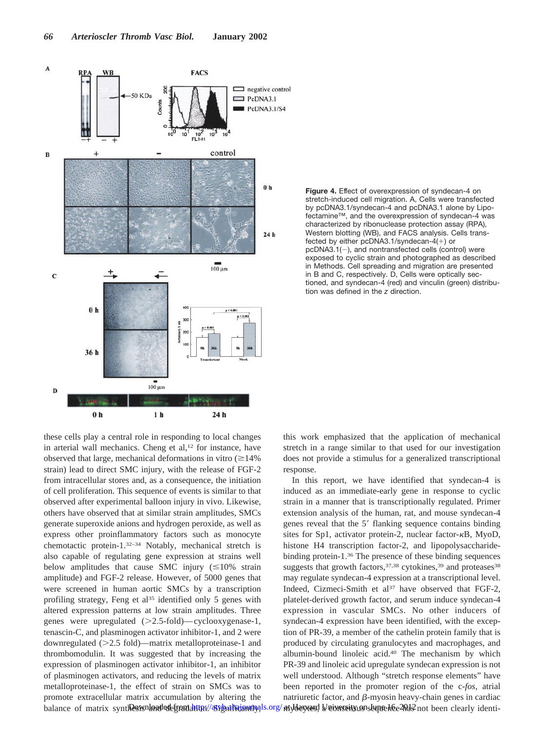**Figure 4.** Effect of overexpression of syndecan-4 on stretch-induced cell migration. A, Cells were transfected by pcDNA3.1/syndecan-4 and pcDNA3.1 alone by Lipofectamine™, and the overexpression of syndecan-4 was characterized by ribonuclease protection assay (RPA), Western blotting (WB), and FACS analysis. Cells transfected by either pcDNA3.1/syndecan-4(+) or pcDNA3.1(−), and nontransfected cells (control) were exposed to cyclic strain and photographed as described in Methods. Cell spreading and migration are presented in B and C, respectively. D, Cells were optically sectioned, and syndecan-4 (red) and vinculin (green) distribution was defined in the *z* direction.

these cells play a central role in responding to local changes in arterial wall mechanics. Cheng et al,[12] for instance, have observed that large, mechanical deformations in vitro (≥14% strain) lead to direct SMC injury, with the release of FGF-2 from intracellular stores and, as a consequence, the initiation of cell proliferation. This sequence of events is similar to that observed after experimental balloon injury in vivo. Likewise, others have observed that at similar strain amplitudes, SMCs generate superoxide anions and hydrogen peroxide, as well as express other proinflammatory factors such as monocyte chemotactic protein-1.[32–34] Notably, mechanical stretch is also capable of regulating gene expression at strains well below amplitudes that cause SMC injury (≤10% strain amplitude) and FGF-2 release. However, of 5000 genes that were screened in human aortic SMCs by a transcription profiling strategy, Feng et al[35] identified only 5 genes with altered expression patterns at low strain amplitudes. Three genes were upregulated (>2.5-fold)—cyclooxygenase-1, tenascin-C, and plasminogen activator inhibitor-1, and 2 were downregulated (>2.5 fold)—matrix metalloproteinase-1 and thrombomodulin. It was suggested that by increasing the expression of plasminogen activator inhibitor-1, an inhibitor of plasminogen activators, and reducing the levels of matrix metalloproteinase-1, the effect of strain on SMCs was to promote extracellular matrix accumulation by altering the balance of matrix synthesis and degradation. Significantly, this work emphasized that the application of mechanical stretch in a range similar to that used for our investigation does not provide a stimulus for a generalized transcriptional response.

In this report, we have identified that syndecan-4 is induced as an immediate-early gene in response to cyclic strain in a manner that is transcriptionally regulated. Primer extension analysis of the human, rat, and mouse syndecan-4 genes reveal that the 5′ flanking sequence contains binding sites for Sp1, activator protein-2, nuclear factor-κB, MyoD, histone H4 transcription factor-2, and lipopolysaccharide-binding protein-1.[36] The presence of these binding sequences suggests that growth factors,[37,38] cytokines,[39] and proteases[38] may regulate syndecan-4 expression at a transcriptional level. Indeed, Cizmeci-Smith et al[37] have observed that FGF-2, platelet-derived growth factor, and serum induce syndecan-4 expression in vascular SMCs. No other inducers of syndecan-4 expression have been identified, with the exception of PR-39, a member of the cathelin protein family that is produced by circulating granulocytes and macrophages, and albumin-bound linoleic acid.[40] The mechanism by which PR-39 and linoleic acid upregulate syndecan expression is not well understood. Although "stretch response elements" have been reported in the promoter region of the c-*fos*, atrial natriuretic factor, and β-myosin heavy-chain genes in cardiac myocytes, a consensus sequence has not been clearly identi-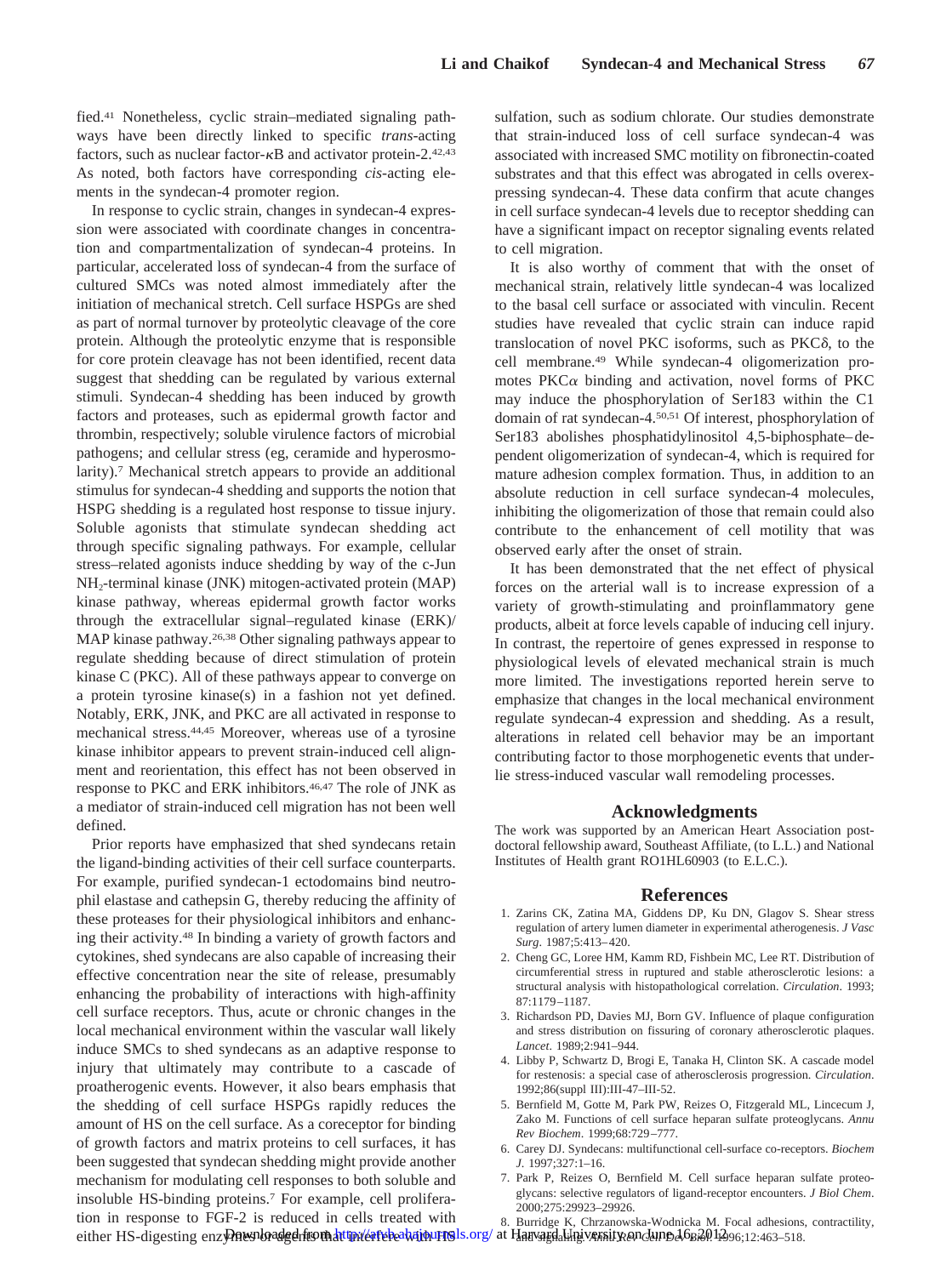fied.[41] Nonetheless, cyclic strain–mediated signaling pathways have been directly linked to specific *trans*-acting factors, such as nuclear factor-κB and activator protein-2.[42,43] As noted, both factors have corresponding *cis*-acting elements in the syndecan-4 promoter region.

In response to cyclic strain, changes in syndecan-4 expression were associated with coordinate changes in concentration and compartmentalization of syndecan-4 proteins. In particular, accelerated loss of syndecan-4 from the surface of cultured SMCs was noted almost immediately after the initiation of mechanical stretch. Cell surface HSPGs are shed as part of normal turnover by proteolytic cleavage of the core protein. Although the proteolytic enzyme that is responsible for core protein cleavage has not been identified, recent data suggest that shedding can be regulated by various external stimuli. Syndecan-4 shedding has been induced by growth factors and proteases, such as epidermal growth factor and thrombin, respectively; soluble virulence factors of microbial pathogens; and cellular stress (eg, ceramide and hyperosmolarity).[7] Mechanical stretch appears to provide an additional stimulus for syndecan-4 shedding and supports the notion that HSPG shedding is a regulated host response to tissue injury. Soluble agonists that stimulate syndecan shedding act through specific signaling pathways. For example, cellular stress–related agonists induce shedding by way of the c-Jun $NH_2$-terminal kinase (JNK) mitogen-activated protein (MAP) kinase pathway, whereas epidermal growth factor works through the extracellular signal–regulated kinase (ERK)/MAP kinase pathway.[26,38] Other signaling pathways appear to regulate shedding because of direct stimulation of protein kinase C (PKC). All of these pathways appear to converge on a protein tyrosine kinase(s) in a fashion not yet defined. Notably, ERK, JNK, and PKC are all activated in response to mechanical stress.[44,45] Moreover, whereas use of a tyrosine kinase inhibitor appears to prevent strain-induced cell alignment and reorientation, this effect has not been observed in response to PKC and ERK inhibitors.[46,47] The role of JNK as a mediator of strain-induced cell migration has not been well defined.

Prior reports have emphasized that shed syndecans retain the ligand-binding activities of their cell surface counterparts. For example, purified syndecan-1 ectodomains bind neutrophil elastase and cathepsin G, thereby reducing the affinity of these proteases for their physiological inhibitors and enhancing their activity.[48] In binding a variety of growth factors and cytokines, shed syndecans are also capable of increasing their effective concentration near the site of release, presumably enhancing the probability of interactions with high-affinity cell surface receptors. Thus, acute or chronic changes in the local mechanical environment within the vascular wall likely induce SMCs to shed syndecans as an adaptive response to injury that ultimately may contribute to a cascade of proatherogenic events. However, it also bears emphasis that the shedding of cell surface HSPGs rapidly reduces the amount of HS on the cell surface. As a coreceptor for binding of growth factors and matrix proteins to cell surfaces, it has been suggested that syndecan shedding might provide another mechanism for modulating cell responses to both soluble and insoluble HS-binding proteins.[7] For example, cell proliferation in response to FGF-2 is reduced in cells treated with either HS-digesting enzymes or agents that interfere with HS sulfation, such as sodium chlorate. Our studies demonstrate that strain-induced loss of cell surface syndecan-4 was associated with increased SMC motility on fibronectin-coated substrates and that this effect was abrogated in cells overexpressing syndecan-4. These data confirm that acute changes in cell surface syndecan-4 levels due to receptor shedding can have a significant impact on receptor signaling events related to cell migration.

It is also worthy of comment that with the onset of mechanical strain, relatively little syndecan-4 was localized to the basal cell surface or associated with vinculin. Recent studies have revealed that cyclic strain can induce rapid translocation of novel PKC isoforms, such as PKCδ, to the cell membrane.[49] While syndecan-4 oligomerization promotes PKCα binding and activation, novel forms of PKC may induce the phosphorylation of Ser183 within the C1 domain of rat syndecan-4.[50,51] Of interest, phosphorylation of Ser183 abolishes phosphatidylinositol 4,5-biphosphate–dependent oligomerization of syndecan-4, which is required for mature adhesion complex formation. Thus, in addition to an absolute reduction in cell surface syndecan-4 molecules, inhibiting the oligomerization of those that remain could also contribute to the enhancement of cell motility that was observed early after the onset of strain.

It has been demonstrated that the net effect of physical forces on the arterial wall is to increase expression of a variety of growth-stimulating and proinflammatory gene products, albeit at force levels capable of inducing cell injury. In contrast, the repertoire of genes expressed in response to physiological levels of elevated mechanical strain is much more limited. The investigations reported herein serve to emphasize that changes in the local mechanical environment regulate syndecan-4 expression and shedding. As a result, alterations in related cell behavior may be an important contributing factor to those morphogenetic events that underlie stress-induced vascular wall remodeling processes.

## Acknowledgments

The work was supported by an American Heart Association postdoctoral fellowship award, Southeast Affiliate, (to L.L.) and National Institutes of Health grant RO1HL60903 (to E.L.C.).

## References

1. Zarins CK, Zatina MA, Giddens DP, Ku DN, Glagov S. Shear stress regulation of artery lumen diameter in experimental atherogenesis. *J Vasc Surg*. 1987;5:413–420.
2. Cheng GC, Loree HM, Kamm RD, Fishbein MC, Lee RT. Distribution of circumferential stress in ruptured and stable atherosclerotic lesions: a structural analysis with histopathological correlation. *Circulation*. 1993;87:1179–1187.
3. Richardson PD, Davies MJ, Born GV. Influence of plaque configuration and stress distribution on fissuring of coronary atherosclerotic plaques. *Lancet*. 1989;2:941–944.
4. Libby P, Schwartz D, Brogi E, Tanaka H, Clinton SK. A cascade model for restenosis: a special case of atherosclerosis progression. *Circulation*. 1992;86(suppl III):III-47–III-52.
5. Bernfield M, Gotte M, Park PW, Reizes O, Fitzgerald ML, Lincecum J, Zako M. Functions of cell surface heparan sulfate proteoglycans. *Annu Rev Biochem*. 1999;68:729–777.
6. Carey DJ. Syndecans: multifunctional cell-surface co-receptors. *Biochem J*. 1997;327:1–16.
7. Park P, Reizes O, Bernfield M. Cell surface heparan sulfate proteoglycans: selective regulators of ligand-receptor encounters. *J Biol Chem*. 2000;275:29923–29926.
8. Burridge K, Chrzanowska-Wodnicka M. Focal adhesions, contractility, and signaling. *Annu Rev Cell Dev Biol*. 1996;12:463–518.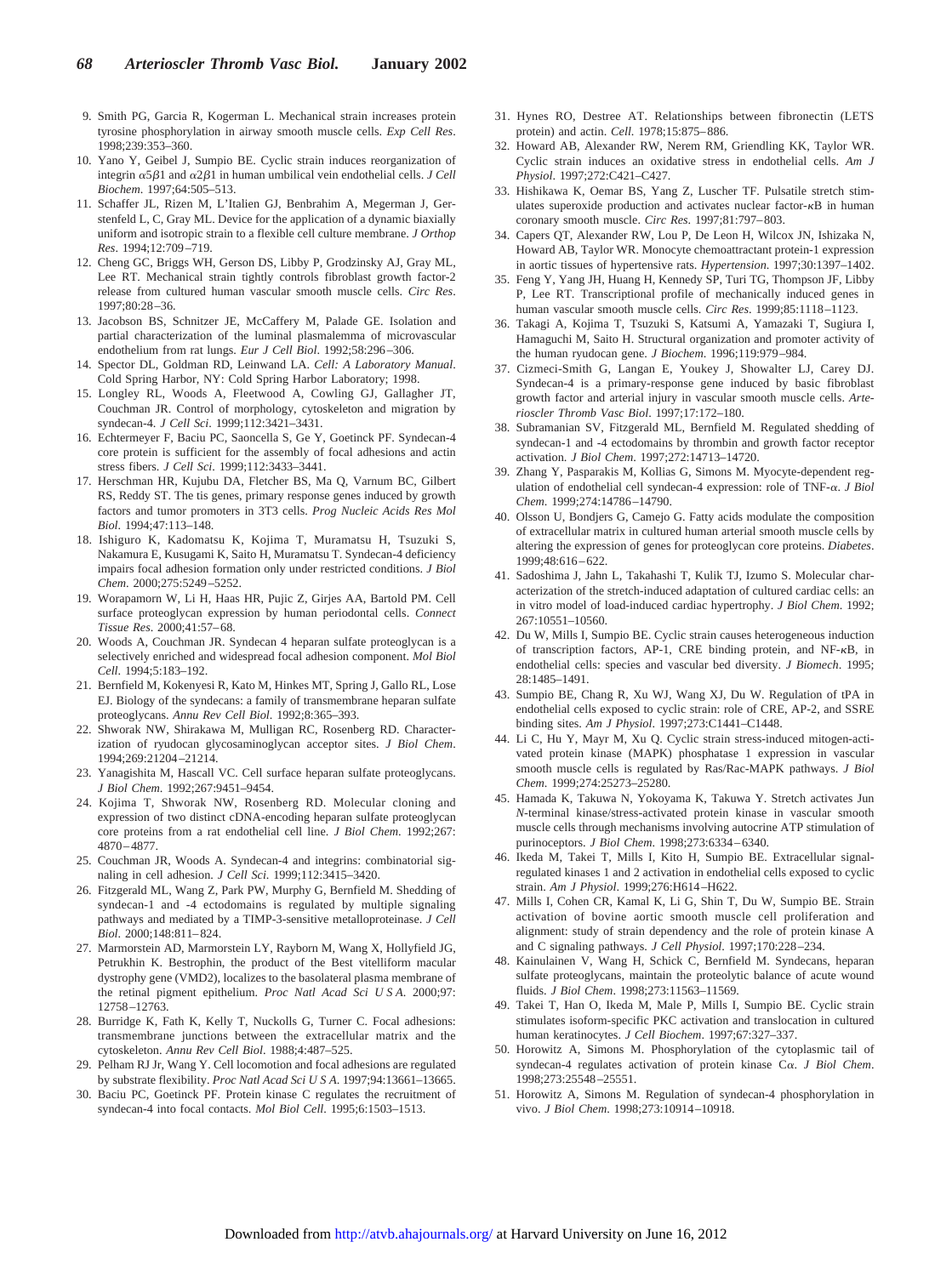9. Smith PG, Garcia R, Kogerman L. Mechanical strain increases protein tyrosine phosphorylation in airway smooth muscle cells. *Exp Cell Res*. 1998;239:353–360.
10. Yano Y, Geibel J, Sumpio BE. Cyclic strain induces reorganization of integrin $\alpha 5\beta 1$ and $\alpha 2\beta 1$ in human umbilical vein endothelial cells. *J Cell Biochem*. 1997;64:505–513.
11. Schaffer JL, Rizen M, L'Italien GJ, Benbrahim A, Megerman J, Gerstenfeld L, C, Gray ML. Device for the application of a dynamic biaxially uniform and isotropic strain to a flexible cell culture membrane. *J Orthop Res*. 1994;12:709–719.
12. Cheng GC, Briggs WH, Gerson DS, Libby P, Grodzinsky AJ, Gray ML, Lee RT. Mechanical strain tightly controls fibroblast growth factor-2 release from cultured human vascular smooth muscle cells. *Circ Res*. 1997;80:28–36.
13. Jacobson BS, Schnitzer JE, McCaffery M, Palade GE. Isolation and partial characterization of the luminal plasmalemma of microvascular endothelium from rat lungs. *Eur J Cell Biol*. 1992;58:296–306.
14. Spector DL, Goldman RD, Leinwand LA. *Cell: A Laboratory Manual*. Cold Spring Harbor, NY: Cold Spring Harbor Laboratory; 1998.
15. Longley RL, Woods A, Fleetwood A, Cowling GJ, Gallagher JT, Couchman JR. Control of morphology, cytoskeleton and migration by syndecan-4. *J Cell Sci*. 1999;112:3421–3431.
16. Echtermeyer F, Baciu PC, Saoncella S, Ge Y, Goetinck PF. Syndecan-4 core protein is sufficient for the assembly of focal adhesions and actin stress fibers. *J Cell Sci*. 1999;112:3433–3441.
17. Herschman HR, Kujubu DA, Fletcher BS, Ma Q, Varnum BC, Gilbert RS, Reddy ST. The tis genes, primary response genes induced by growth factors and tumor promoters in 3T3 cells. *Prog Nucleic Acids Res Mol Biol*. 1994;47:113–148.
18. Ishiguro K, Kadomatsu K, Kojima T, Muramatsu H, Tsuzuki S, Nakamura E, Kusugami K, Saito H, Muramatsu T. Syndecan-4 deficiency impairs focal adhesion formation only under restricted conditions. *J Biol Chem*. 2000;275:5249–5252.
19. Worapamorn W, Li H, Haas HR, Pujic Z, Girjes AA, Bartold PM. Cell surface proteoglycan expression by human periodontal cells. *Connect Tissue Res*. 2000;41:57–68.
20. Woods A, Couchman JR. Syndecan 4 heparan sulfate proteoglycan is a selectively enriched and widespread focal adhesion component. *Mol Biol Cell*. 1994;5:183–192.
21. Bernfield M, Kokenyesi R, Kato M, Hinkes MT, Spring J, Gallo RL, Lose EJ. Biology of the syndecans: a family of transmembrane heparan sulfate proteoglycans. *Annu Rev Cell Biol*. 1992;8:365–393.
22. Shworak NW, Shirakawa M, Mulligan RC, Rosenberg RD. Characterization of ryudocan glycosaminoglycan acceptor sites. *J Biol Chem*. 1994;269:21204–21214.
23. Yanagishita M, Hascall VC. Cell surface heparan sulfate proteoglycans. *J Biol Chem*. 1992;267:9451–9454.
24. Kojima T, Shworak NW, Rosenberg RD. Molecular cloning and expression of two distinct cDNA-encoding heparan sulfate proteoglycan core proteins from a rat endothelial cell line. *J Biol Chem*. 1992;267:4870–4877.
25. Couchman JR, Woods A. Syndecan-4 and integrins: combinatorial signaling in cell adhesion. *J Cell Sci*. 1999;112:3415–3420.
26. Fitzgerald ML, Wang Z, Park PW, Murphy G, Bernfield M. Shedding of syndecan-1 and -4 ectodomains is regulated by multiple signaling pathways and mediated by a TIMP-3-sensitive metalloproteinase. *J Cell Biol*. 2000;148:811–824.
27. Marmorstein AD, Marmorstein LY, Rayborn M, Wang X, Hollyfield JG, Petrukhin K. Bestrophin, the product of the Best vitelliform macular dystrophy gene (VMD2), localizes to the basolateral plasma membrane of the retinal pigment epithelium. *Proc Natl Acad Sci U S A*. 2000;97:12758–12763.
28. Burridge K, Fath K, Kelly T, Nuckolls G, Turner C. Focal adhesions: transmembrane junctions between the extracellular matrix and the cytoskeleton. *Annu Rev Cell Biol*. 1988;4:487–525.
29. Pelham RJ Jr, Wang Y. Cell locomotion and focal adhesions are regulated by substrate flexibility. *Proc Natl Acad Sci U S A*. 1997;94:13661–13665.
30. Baciu PC, Goetinck PF. Protein kinase C regulates the recruitment of syndecan-4 into focal contacts. *Mol Biol Cell*. 1995;6:1503–1513.
31. Hynes RO, Destree AT. Relationships between fibronectin (LETS protein) and actin. *Cell*. 1978;15:875–886.
32. Howard AB, Alexander RW, Nerem RM, Griendling KK, Taylor WR. Cyclic strain induces an oxidative stress in endothelial cells. *Am J Physiol*. 1997;272:C421–C427.
33. Hishikawa K, Oemar BS, Yang Z, Luscher TF. Pulsatile stretch stimulates superoxide production and activates nuclear factor-κB in human coronary smooth muscle. *Circ Res*. 1997;81:797–803.
34. Capers QT, Alexander RW, Lou P, De Leon H, Wilcox JN, Ishizaka N, Howard AB, Taylor WR. Monocyte chemoattractant protein-1 expression in aortic tissues of hypertensive rats. *Hypertension*. 1997;30:1397–1402.
35. Feng Y, Yang JH, Huang H, Kennedy SP, Turi TG, Thompson JF, Libby P, Lee RT. Transcriptional profile of mechanically induced genes in human vascular smooth muscle cells. *Circ Res*. 1999;85:1118–1123.
36. Takagi A, Kojima T, Tsuzuki S, Katsumi A, Yamazaki T, Sugiura I, Hamaguchi M, Saito H. Structural organization and promoter activity of the human ryudocan gene. *J Biochem*. 1996;119:979–984.
37. Cizmeci-Smith G, Langan E, Youkey J, Showalter LJ, Carey DJ. Syndecan-4 is a primary-response gene induced by basic fibroblast growth factor and arterial injury in vascular smooth muscle cells. *Arterioscler Thromb Vasc Biol*. 1997;17:172–180.
38. Subramanian SV, Fitzgerald ML, Bernfield M. Regulated shedding of syndecan-1 and -4 ectodomains by thrombin and growth factor receptor activation. *J Biol Chem*. 1997;272:14713–14720.
39. Zhang Y, Pasparakis M, Kollias G, Simons M. Myocyte-dependent regulation of endothelial cell syndecan-4 expression: role of TNF-α. *J Biol Chem*. 1999;274:14786–14790.
40. Olsson U, Bondjers G, Camejo G. Fatty acids modulate the composition of extracellular matrix in cultured human arterial smooth muscle cells by altering the expression of genes for proteoglycan core proteins. *Diabetes*. 1999;48:616–622.
41. Sadoshima J, Jahn L, Takahashi T, Kulik TJ, Izumo S. Molecular characterization of the stretch-induced adaptation of cultured cardiac cells: an in vitro model of load-induced cardiac hypertrophy. *J Biol Chem*. 1992;267:10551–10560.
42. Du W, Mills I, Sumpio BE. Cyclic strain causes heterogeneous induction of transcription factors, AP-1, CRE binding protein, and NF-κB, in endothelial cells: species and vascular bed diversity. *J Biomech*. 1995;28:1485–1491.
43. Sumpio BE, Chang R, Xu WJ, Wang XJ, Du W. Regulation of tPA in endothelial cells exposed to cyclic strain: role of CRE, AP-2, and SSRE binding sites. *Am J Physiol*. 1997;273:C1441–C1448.
44. Li C, Hu Y, Mayr M, Xu Q. Cyclic strain stress-induced mitogen-activated protein kinase (MAPK) phosphatase 1 expression in vascular smooth muscle cells is regulated by Ras/Rac-MAPK pathways. *J Biol Chem*. 1999;274:25273–25280.
45. Hamada K, Takuwa N, Yokoyama K, Takuwa Y. Stretch activates Jun *N*-terminal kinase/stress-activated protein kinase in vascular smooth muscle cells through mechanisms involving autocrine ATP stimulation of purinoceptors. *J Biol Chem*. 1998;273:6334–6340.
46. Ikeda M, Takei T, Mills I, Kito H, Sumpio BE. Extracellular signal-regulated kinases 1 and 2 activation in endothelial cells exposed to cyclic strain. *Am J Physiol*. 1999;276:H614–H622.
47. Mills I, Cohen CR, Kamal K, Li G, Shin T, Du W, Sumpio BE. Strain activation of bovine aortic smooth muscle cell proliferation and alignment: study of strain dependency and the role of protein kinase A and C signaling pathways. *J Cell Physiol*. 1997;170:228–234.
48. Kainulainen V, Wang H, Schick C, Bernfield M. Syndecans, heparan sulfate proteoglycans, maintain the proteolytic balance of acute wound fluids. *J Biol Chem*. 1998;273:11563–11569.
49. Takei T, Han O, Ikeda M, Male P, Mills I, Sumpio BE. Cyclic strain stimulates isoform-specific PKC activation and translocation in cultured human keratinocytes. *J Cell Biochem*. 1997;67:327–337.
50. Horowitz A, Simons M. Phosphorylation of the cytoplasmic tail of syndecan-4 regulates activation of protein kinase Cα. *J Biol Chem*. 1998;273:25548–25551.
51. Horowitz A, Simons M. Regulation of syndecan-4 phosphorylation in vivo. *J Biol Chem*. 1998;273:10914–10918.